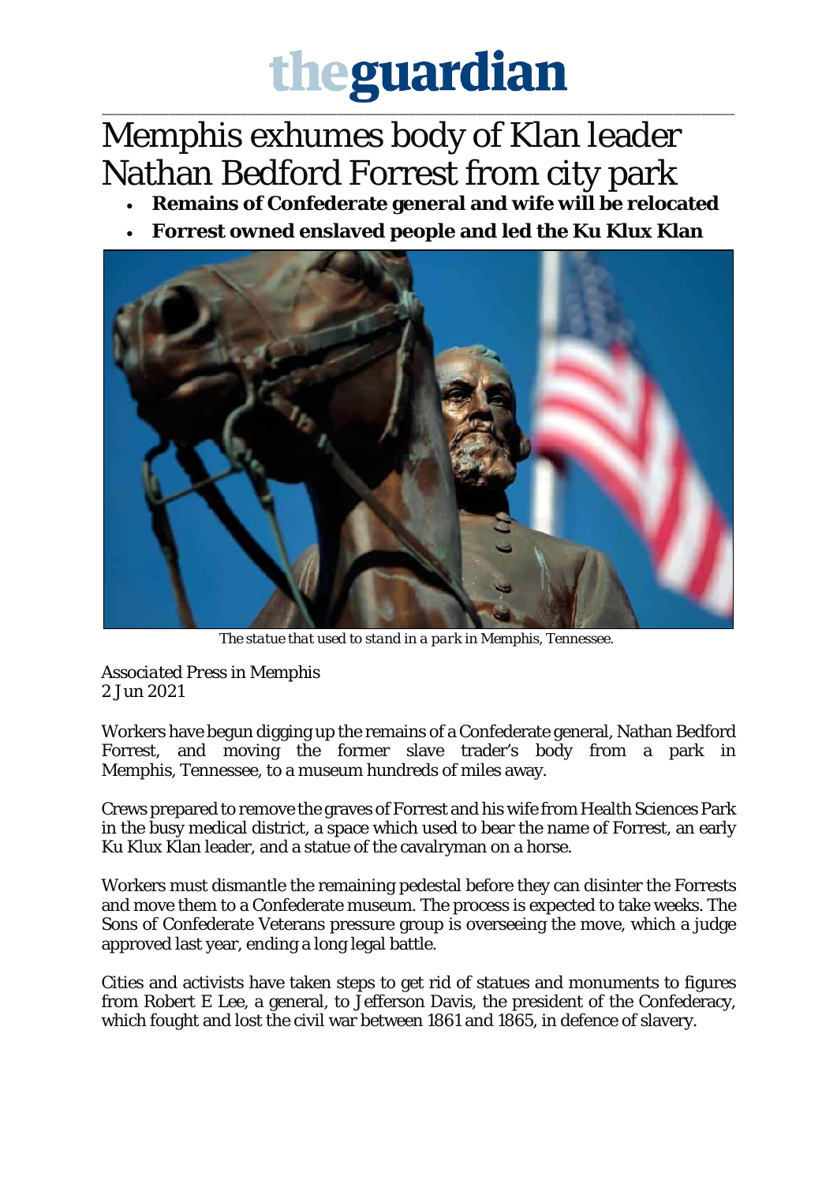# theguardian

# Memphis exhumes body of Klan leader Nathan Bedford Forrest from city park

- **Remains of Confederate general and wife will be relocated**
- **Forrest owned enslaved people and led the Ku Klux Klan**

*The statue that used to stand in a park in Memphis, Tennessee.*

*Associated Press in Memphis*
2 Jun 2021

Workers have begun digging up the remains of a Confederate general, Nathan Bedford Forrest, and moving the former slave trader's body from a park in Memphis, Tennessee, to a museum hundreds of miles away.

Crews prepared to remove the graves of Forrest and his wife from Health Sciences Park in the busy medical district, a space which used to bear the name of Forrest, an early Ku Klux Klan leader, and a statue of the cavalryman on a horse.

Workers must dismantle the remaining pedestal before they can disinter the Forrests and move them to a Confederate museum. The process is expected to take weeks. The Sons of Confederate Veterans pressure group is overseeing the move, which a judge approved last year, ending a long legal battle.

Cities and activists have taken steps to get rid of statues and monuments to figures from Robert E Lee, a general, to Jefferson Davis, the president of the Confederacy, which fought and lost the civil war between 1861 and 1865, in defence of slavery.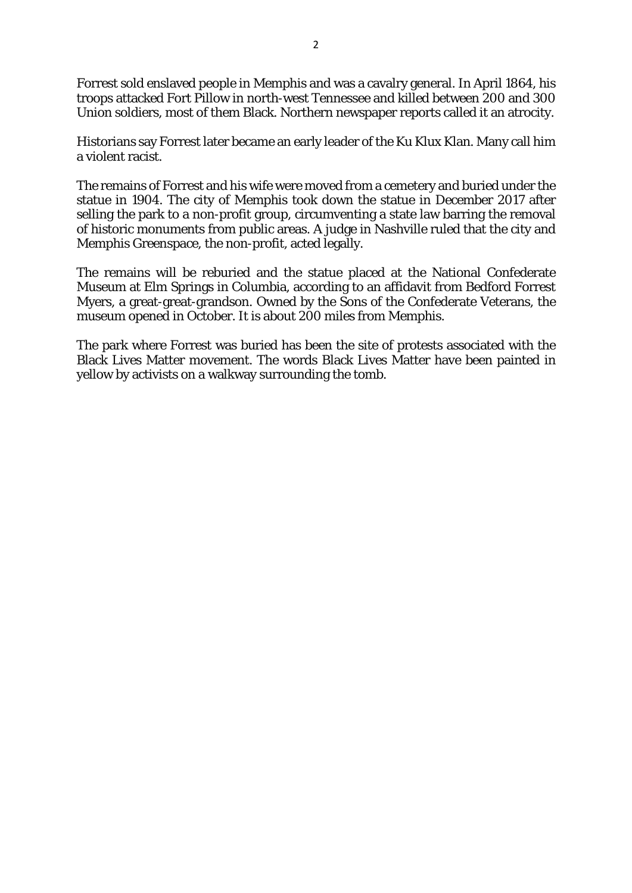Forrest sold enslaved people in Memphis and was a cavalry general. In April 1864, his troops attacked Fort Pillow in north-west Tennessee and killed between 200 and 300 Union soldiers, most of them Black. Northern newspaper reports called it an atrocity.

Historians say Forrest later became an early leader of the Ku Klux Klan. Many call him a violent racist.

The remains of Forrest and his wife were moved from a cemetery and buried under the statue in 1904. The city of Memphis took down the statue in December 2017 after selling the park to a non-profit group, circumventing a state law barring the removal of historic monuments from public areas. A judge in Nashville ruled that the city and Memphis Greenspace, the non-profit, acted legally.

The remains will be reburied and the statue placed at the National Confederate Museum at Elm Springs in Columbia, according to an affidavit from Bedford Forrest Myers, a great-great-grandson. Owned by the Sons of the Confederate Veterans, the museum opened in October. It is about 200 miles from Memphis.

The park where Forrest was buried has been the site of protests associated with the Black Lives Matter movement. The words Black Lives Matter have been painted in yellow by activists on a walkway surrounding the tomb.